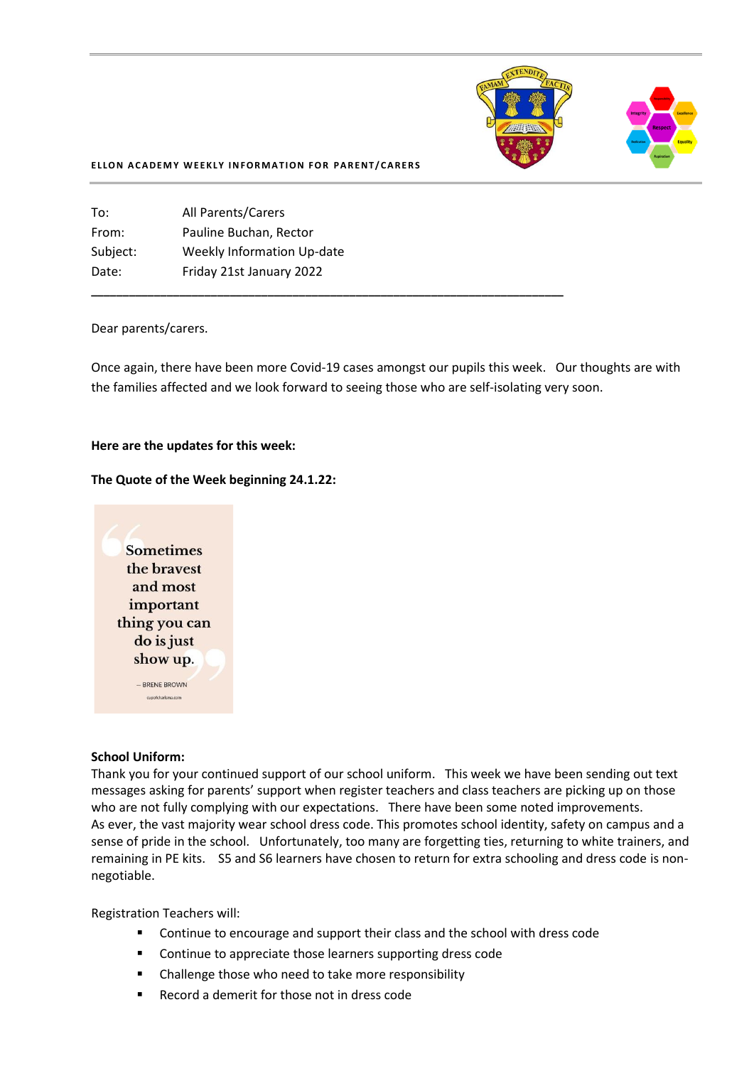**ELLON ACADEMY WEEKLY INFORMATION FOR PARENT/CARERS**

To: All Parents/Carers
From: Pauline Buchan, Rector
Subject: Weekly Information Up-date
Date: Friday 21st January 2022

---

Dear parents/carers.

Once again, there have been more Covid-19 cases amongst our pupils this week. Our thoughts are with the families affected and we look forward to seeing those who are self-isolating very soon.

**Here are the updates for this week:**

**The Quote of the Week beginning 24.1.22:**

"Sometimes the bravest and most important thing you can do is just show up."

— BRENE BROWN

**School Uniform:**

Thank you for your continued support of our school uniform. This week we have been sending out text messages asking for parents' support when register teachers and class teachers are picking up on those who are not fully complying with our expectations. There have been some noted improvements.
As ever, the vast majority wear school dress code. This promotes school identity, safety on campus and a sense of pride in the school. Unfortunately, too many are forgetting ties, returning to white trainers, and remaining in PE kits. S5 and S6 learners have chosen to return for extra schooling and dress code is non-negotiable.

Registration Teachers will:

- Continue to encourage and support their class and the school with dress code
- Continue to appreciate those learners supporting dress code
- Challenge those who need to take more responsibility
- Record a demerit for those not in dress code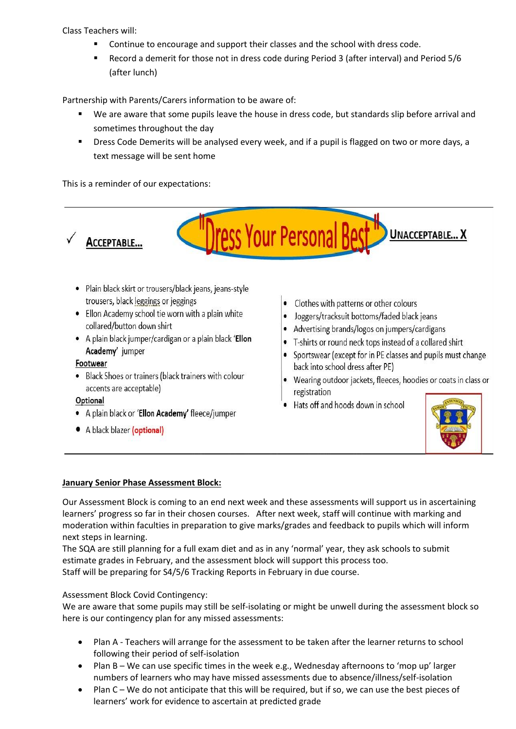Class Teachers will:

- Continue to encourage and support their classes and the school with dress code.
- Record a demerit for those not in dress code during Period 3 (after interval) and Period 5/6 (after lunch)

Partnership with Parents/Carers information to be aware of:

- We are aware that some pupils leave the house in dress code, but standards slip before arrival and sometimes throughout the day
- Dress Code Demerits will be analysed every week, and if a pupil is flagged on two or more days, a text message will be sent home

This is a reminder of our expectations:

## "Dress Your Personal Best"

**✓ ACCEPTABLE...**

- Plain black skirt or trousers/black jeans, jeans-style trousers, black leggings or jeggings
- Ellon Academy school tie worn with a plain white collared/button down shirt
- A plain black jumper/cardigan or a plain black '**Ellon Academy**' jumper

**Footwear**

- Black Shoes or trainers (black trainers with colour accents are acceptable)

**Optional**

- A plain black or '**Ellon Academy**' fleece/jumper
- A black blazer **(optional)**

**UNACCEPTABLE... X**

- Clothes with patterns or other colours
- Joggers/tracksuit bottoms/faded black jeans
- Advertising brands/logos on jumpers/cardigans
- T-shirts or round neck tops instead of a collared shirt
- Sportswear (except for in PE classes and pupils must change back into school dress after PE)
- Wearing outdoor jackets, fleeces, hoodies or coats in class or registration
- Hats off and hoods down in school

**January Senior Phase Assessment Block:**

Our Assessment Block is coming to an end next week and these assessments will support us in ascertaining learners' progress so far in their chosen courses. After next week, staff will continue with marking and moderation within faculties in preparation to give marks/grades and feedback to pupils which will inform next steps in learning.
The SQA are still planning for a full exam diet and as in any 'normal' year, they ask schools to submit estimate grades in February, and the assessment block will support this process too.
Staff will be preparing for S4/5/6 Tracking Reports in February in due course.

Assessment Block Covid Contingency:
We are aware that some pupils may still be self-isolating or might be unwell during the assessment block so here is our contingency plan for any missed assessments:

- Plan A - Teachers will arrange for the assessment to be taken after the learner returns to school following their period of self-isolation
- Plan B – We can use specific times in the week e.g., Wednesday afternoons to 'mop up' larger numbers of learners who may have missed assessments due to absence/illness/self-isolation
- Plan C – We do not anticipate that this will be required, but if so, we can use the best pieces of learners' work for evidence to ascertain at predicted grade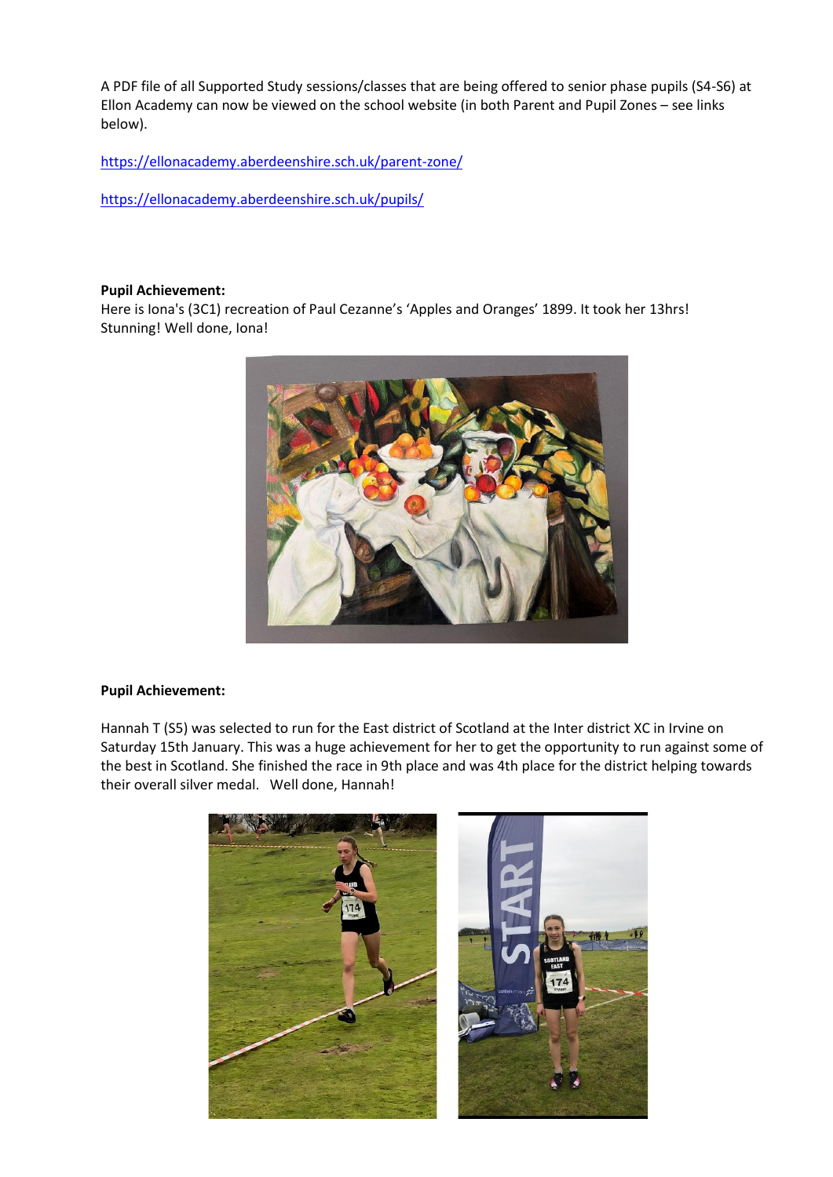A PDF file of all Supported Study sessions/classes that are being offered to senior phase pupils (S4-S6) at Ellon Academy can now be viewed on the school website (in both Parent and Pupil Zones – see links below).

https://ellonacademy.aberdeenshire.sch.uk/parent-zone/

https://ellonacademy.aberdeenshire.sch.uk/pupils/

**Pupil Achievement:**
Here is Iona's (3C1) recreation of Paul Cezanne's 'Apples and Oranges' 1899. It took her 13hrs! Stunning! Well done, Iona!

**Pupil Achievement:**

Hannah T (S5) was selected to run for the East district of Scotland at the Inter district XC in Irvine on Saturday 15th January. This was a huge achievement for her to get the opportunity to run against some of the best in Scotland. She finished the race in 9th place and was 4th place for the district helping towards their overall silver medal. Well done, Hannah!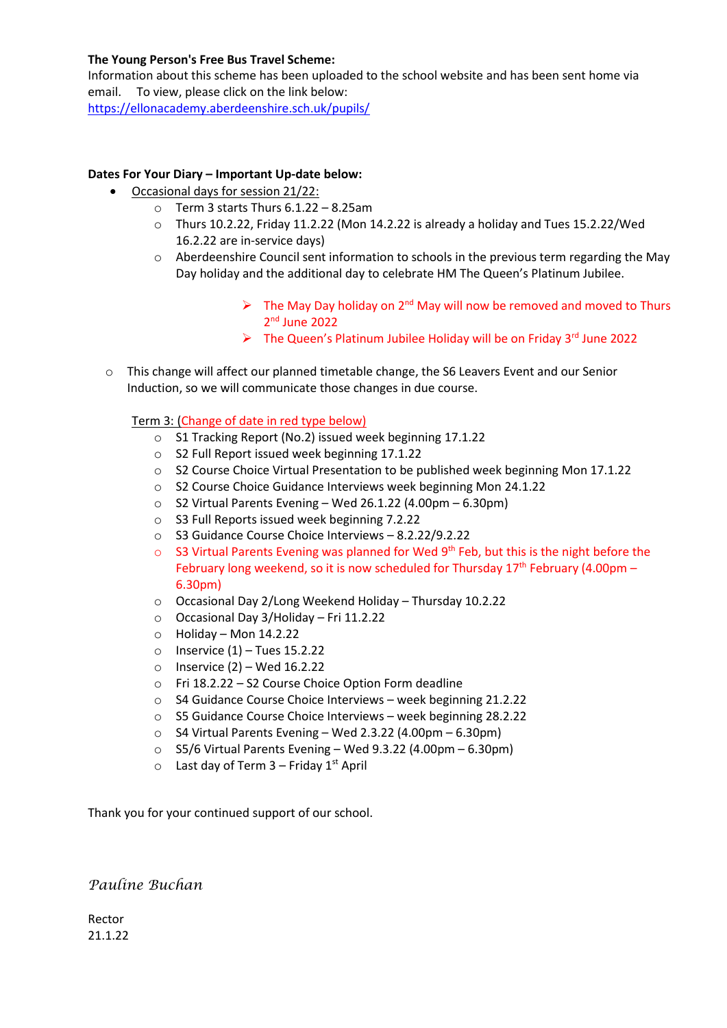**The Young Person's Free Bus Travel Scheme:**
Information about this scheme has been uploaded to the school website and has been sent home via email. To view, please click on the link below:
https://ellonacademy.aberdeenshire.sch.uk/pupils/

**Dates For Your Diary – Important Up-date below:**

- Occasional days for session 21/22:
  - Term 3 starts Thurs 6.1.22 – 8.25am
  - Thurs 10.2.22, Friday 11.2.22 (Mon 14.2.22 is already a holiday and Tues 15.2.22/Wed 16.2.22 are in-service days)
  - Aberdeenshire Council sent information to schools in the previous term regarding the May Day holiday and the additional day to celebrate HM The Queen's Platinum Jubilee.
    - The May Day holiday on 2nd May will now be removed and moved to Thurs 2nd June 2022
    - The Queen's Platinum Jubilee Holiday will be on Friday 3rd June 2022
- This change will affect our planned timetable change, the S6 Leavers Event and our Senior Induction, so we will communicate those changes in due course.

Term 3: (Change of date in red type below)

- S1 Tracking Report (No.2) issued week beginning 17.1.22
- S2 Full Report issued week beginning 17.1.22
- S2 Course Choice Virtual Presentation to be published week beginning Mon 17.1.22
- S2 Course Choice Guidance Interviews week beginning Mon 24.1.22
- S2 Virtual Parents Evening – Wed 26.1.22 (4.00pm – 6.30pm)
- S3 Full Reports issued week beginning 7.2.22
- S3 Guidance Course Choice Interviews – 8.2.22/9.2.22
- S3 Virtual Parents Evening was planned for Wed 9th Feb, but this is the night before the February long weekend, so it is now scheduled for Thursday 17th February (4.00pm – 6.30pm)
- Occasional Day 2/Long Weekend Holiday – Thursday 10.2.22
- Occasional Day 3/Holiday – Fri 11.2.22
- Holiday – Mon 14.2.22
- Inservice (1) – Tues 15.2.22
- Inservice (2) – Wed 16.2.22
- Fri 18.2.22 – S2 Course Choice Option Form deadline
- S4 Guidance Course Choice Interviews – week beginning 21.2.22
- S5 Guidance Course Choice Interviews – week beginning 28.2.22
- S4 Virtual Parents Evening – Wed 2.3.22 (4.00pm – 6.30pm)
- S5/6 Virtual Parents Evening – Wed 9.3.22 (4.00pm – 6.30pm)
- Last day of Term 3 – Friday 1st April

Thank you for your continued support of our school.

*Pauline Buchan*

Rector
21.1.22